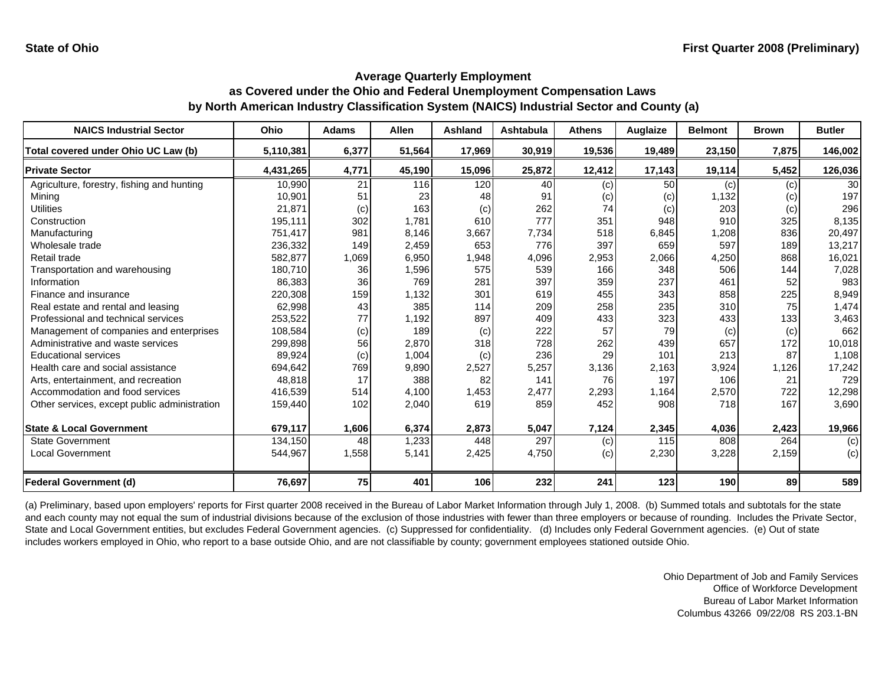State of Ohio

First Quarter 2008 (Preliminary)

## Average Quarterly Employment as Covered under the Ohio and Federal Unemployment Compensation Laws by North American Industry Classification System (NAICS) Industrial Sector and County (a)

| NAICS Industrial Sector | Ohio | Adams | Allen | Ashland | Ashtabula | Athens | Auglaize | Belmont | Brown | Butler |
|---|---|---|---|---|---|---|---|---|---|---|
| **Total covered under Ohio UC Law (b)** | **5,110,381** | **6,377** | **51,564** | **17,969** | **30,919** | **19,536** | **19,489** | **23,150** | **7,875** | **146,002** |
| **Private Sector** | **4,431,265** | **4,771** | **45,190** | **15,096** | **25,872** | **12,412** | **17,143** | **19,114** | **5,452** | **126,036** |
| Agriculture, forestry, fishing and hunting | 10,990 | 21 | 116 | 120 | 40 | (c) | 50 | (c) | (c) | 30 |
| Mining | 10,901 | 51 | 23 | 48 | 91 | (c) | (c) | 1,132 | (c) | 197 |
| Utilities | 21,871 | (c) | 163 | (c) | 262 | 74 | (c) | 203 | (c) | 296 |
| Construction | 195,111 | 302 | 1,781 | 610 | 777 | 351 | 948 | 910 | 325 | 8,135 |
| Manufacturing | 751,417 | 981 | 8,146 | 3,667 | 7,734 | 518 | 6,845 | 1,208 | 836 | 20,497 |
| Wholesale trade | 236,332 | 149 | 2,459 | 653 | 776 | 397 | 659 | 597 | 189 | 13,217 |
| Retail trade | 582,877 | 1,069 | 6,950 | 1,948 | 4,096 | 2,953 | 2,066 | 4,250 | 868 | 16,021 |
| Transportation and warehousing | 180,710 | 36 | 1,596 | 575 | 539 | 166 | 348 | 506 | 144 | 7,028 |
| Information | 86,383 | 36 | 769 | 281 | 397 | 359 | 237 | 461 | 52 | 983 |
| Finance and insurance | 220,308 | 159 | 1,132 | 301 | 619 | 455 | 343 | 858 | 225 | 8,949 |
| Real estate and rental and leasing | 62,998 | 43 | 385 | 114 | 209 | 258 | 235 | 310 | 75 | 1,474 |
| Professional and technical services | 253,522 | 77 | 1,192 | 897 | 409 | 433 | 323 | 433 | 133 | 3,463 |
| Management of companies and enterprises | 108,584 | (c) | 189 | (c) | 222 | 57 | 79 | (c) | (c) | 662 |
| Administrative and waste services | 299,898 | 56 | 2,870 | 318 | 728 | 262 | 439 | 657 | 172 | 10,018 |
| Educational services | 89,924 | (c) | 1,004 | (c) | 236 | 29 | 101 | 213 | 87 | 1,108 |
| Health care and social assistance | 694,642 | 769 | 9,890 | 2,527 | 5,257 | 3,136 | 2,163 | 3,924 | 1,126 | 17,242 |
| Arts, entertainment, and recreation | 48,818 | 17 | 388 | 82 | 141 | 76 | 197 | 106 | 21 | 729 |
| Accommodation and food services | 416,539 | 514 | 4,100 | 1,453 | 2,477 | 2,293 | 1,164 | 2,570 | 722 | 12,298 |
| Other services, except public administration | 159,440 | 102 | 2,040 | 619 | 859 | 452 | 908 | 718 | 167 | 3,690 |
| **State & Local Government** | **679,117** | **1,606** | **6,374** | **2,873** | **5,047** | **7,124** | **2,345** | **4,036** | **2,423** | **19,966** |
| State Government | 134,150 | 48 | 1,233 | 448 | 297 | (c) | 115 | 808 | 264 | (c) |
| Local Government | 544,967 | 1,558 | 5,141 | 2,425 | 4,750 | (c) | 2,230 | 3,228 | 2,159 | (c) |
| **Federal Government (d)** | **76,697** | **75** | **401** | **106** | **232** | **241** | **123** | **190** | **89** | **589** |

(a) Preliminary, based upon employers' reports for First quarter 2008 received in the Bureau of Labor Market Information through July 1, 2008. (b) Summed totals and subtotals for the state and each county may not equal the sum of industrial divisions because of the exclusion of those industries with fewer than three employers or because of rounding. Includes the Private Sector, State and Local Government entities, but excludes Federal Government agencies. (c) Suppressed for confidentiality. (d) Includes only Federal Government agencies. (e) Out of state includes workers employed in Ohio, who report to a base outside Ohio, and are not classifiable by county; government employees stationed outside Ohio.

Ohio Department of Job and Family Services
Office of Workforce Development
Bureau of Labor Market Information
Columbus 43266 09/22/08 RS 203.1-BN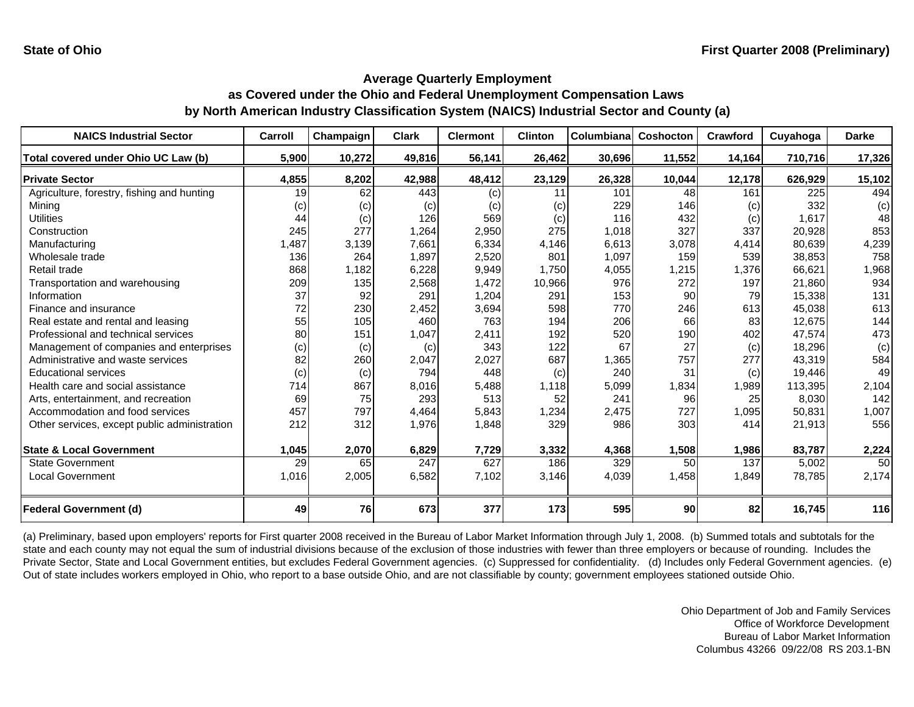**State of Ohio**

**First Quarter 2008 (Preliminary)**

## Average Quarterly Employment as Covered under the Ohio and Federal Unemployment Compensation Laws by North American Industry Classification System (NAICS) Industrial Sector and County (a)

| NAICS Industrial Sector | Carroll | Champaign | Clark | Clermont | Clinton | Columbiana | Coshocton | Crawford | Cuyahoga | Darke |
|---|---|---|---|---|---|---|---|---|---|---|
| **Total covered under Ohio UC Law (b)** | **5,900** | **10,272** | **49,816** | **56,141** | **26,462** | **30,696** | **11,552** | **14,164** | **710,716** | **17,326** |
| **Private Sector** | **4,855** | **8,202** | **42,988** | **48,412** | **23,129** | **26,328** | **10,044** | **12,178** | **626,929** | **15,102** |
| Agriculture, forestry, fishing and hunting | 19 | 62 | 443 | (c) | 11 | 101 | 48 | 161 | 225 | 494 |
| Mining | (c) | (c) | (c) | (c) | (c) | 229 | 146 | (c) | 332 | (c) |
| Utilities | 44 | (c) | 126 | 569 | (c) | 116 | 432 | (c) | 1,617 | 48 |
| Construction | 245 | 277 | 1,264 | 2,950 | 275 | 1,018 | 327 | 337 | 20,928 | 853 |
| Manufacturing | 1,487 | 3,139 | 7,661 | 6,334 | 4,146 | 6,613 | 3,078 | 4,414 | 80,639 | 4,239 |
| Wholesale trade | 136 | 264 | 1,897 | 2,520 | 801 | 1,097 | 159 | 539 | 38,853 | 758 |
| Retail trade | 868 | 1,182 | 6,228 | 9,949 | 1,750 | 4,055 | 1,215 | 1,376 | 66,621 | 1,968 |
| Transportation and warehousing | 209 | 135 | 2,568 | 1,472 | 10,966 | 976 | 272 | 197 | 21,860 | 934 |
| Information | 37 | 92 | 291 | 1,204 | 291 | 153 | 90 | 79 | 15,338 | 131 |
| Finance and insurance | 72 | 230 | 2,452 | 3,694 | 598 | 770 | 246 | 613 | 45,038 | 613 |
| Real estate and rental and leasing | 55 | 105 | 460 | 763 | 194 | 206 | 66 | 83 | 12,675 | 144 |
| Professional and technical services | 80 | 151 | 1,047 | 2,411 | 192 | 520 | 190 | 402 | 47,574 | 473 |
| Management of companies and enterprises | (c) | (c) | (c) | 343 | 122 | 67 | 27 | (c) | 18,296 | (c) |
| Administrative and waste services | 82 | 260 | 2,047 | 2,027 | 687 | 1,365 | 757 | 277 | 43,319 | 584 |
| Educational services | (c) | (c) | 794 | 448 | (c) | 240 | 31 | (c) | 19,446 | 49 |
| Health care and social assistance | 714 | 867 | 8,016 | 5,488 | 1,118 | 5,099 | 1,834 | 1,989 | 113,395 | 2,104 |
| Arts, entertainment, and recreation | 69 | 75 | 293 | 513 | 52 | 241 | 96 | 25 | 8,030 | 142 |
| Accommodation and food services | 457 | 797 | 4,464 | 5,843 | 1,234 | 2,475 | 727 | 1,095 | 50,831 | 1,007 |
| Other services, except public administration | 212 | 312 | 1,976 | 1,848 | 329 | 986 | 303 | 414 | 21,913 | 556 |
| **State & Local Government** | **1,045** | **2,070** | **6,829** | **7,729** | **3,332** | **4,368** | **1,508** | **1,986** | **83,787** | **2,224** |
| State Government | 29 | 65 | 247 | 627 | 186 | 329 | 50 | 137 | 5,002 | 50 |
| Local Government | 1,016 | 2,005 | 6,582 | 7,102 | 3,146 | 4,039 | 1,458 | 1,849 | 78,785 | 2,174 |
| **Federal Government (d)** | **49** | **76** | **673** | **377** | **173** | **595** | **90** | **82** | **16,745** | **116** |

(a) Preliminary, based upon employers' reports for First quarter 2008 received in the Bureau of Labor Market Information through July 1, 2008. (b) Summed totals and subtotals for the state and each county may not equal the sum of industrial divisions because of the exclusion of those industries with fewer than three employers or because of rounding. Includes the Private Sector, State and Local Government entities, but excludes Federal Government agencies. (c) Suppressed for confidentiality. (d) Includes only Federal Government agencies. (e) Out of state includes workers employed in Ohio, who report to a base outside Ohio, and are not classifiable by county; government employees stationed outside Ohio.

Ohio Department of Job and Family Services
Office of Workforce Development
Bureau of Labor Market Information
Columbus 43266 09/22/08 RS 203.1-BN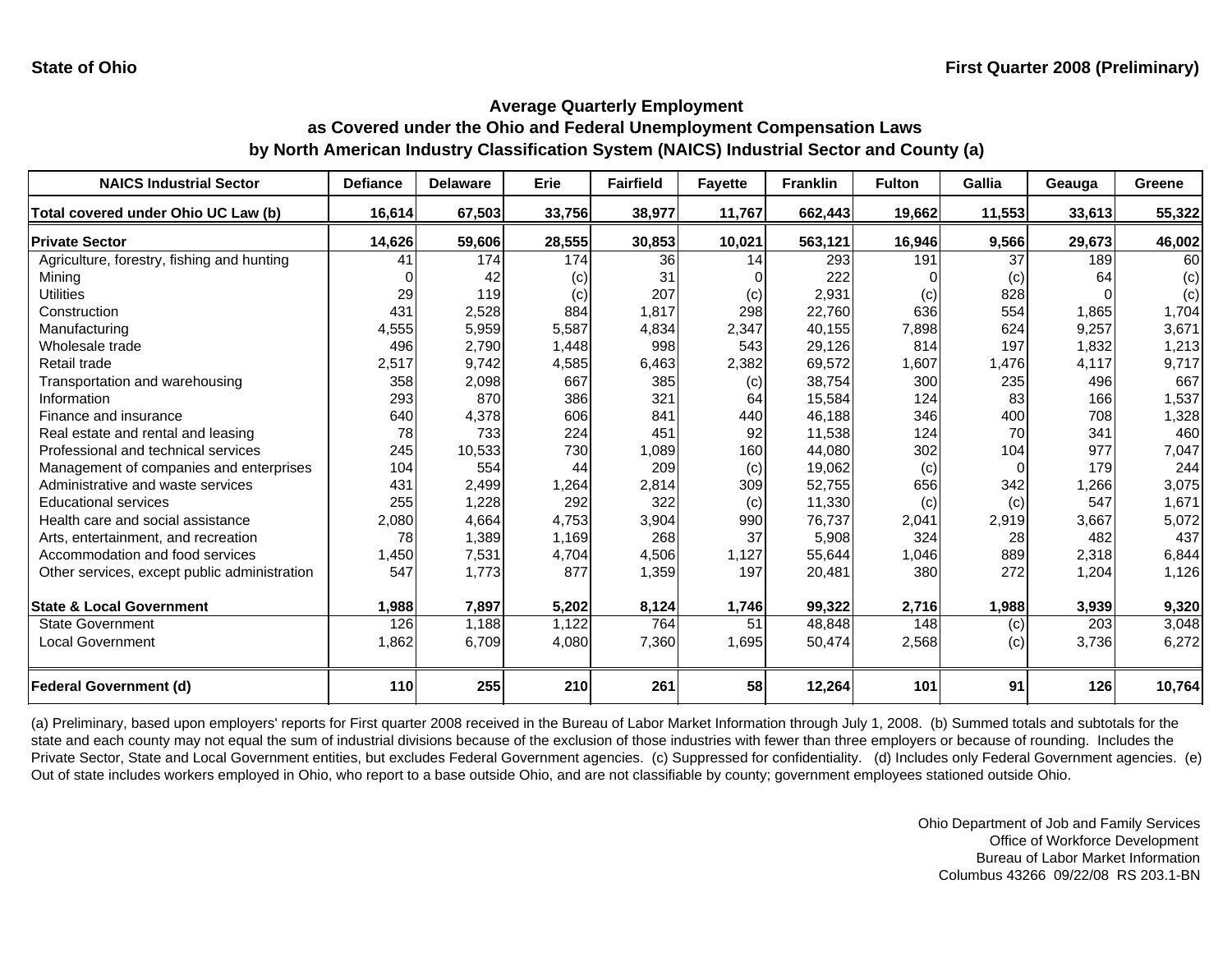State of Ohio

First Quarter 2008 (Preliminary)

## Average Quarterly Employment as Covered under the Ohio and Federal Unemployment Compensation Laws by North American Industry Classification System (NAICS) Industrial Sector and County (a)

| NAICS Industrial Sector | Defiance | Delaware | Erie | Fairfield | Fayette | Franklin | Fulton | Gallia | Geauga | Greene |
|---|---|---|---|---|---|---|---|---|---|---|
| **Total covered under Ohio UC Law (b)** | **16,614** | **67,503** | **33,756** | **38,977** | **11,767** | **662,443** | **19,662** | **11,553** | **33,613** | **55,322** |
| **Private Sector** | **14,626** | **59,606** | **28,555** | **30,853** | **10,021** | **563,121** | **16,946** | **9,566** | **29,673** | **46,002** |
| Agriculture, forestry, fishing and hunting | 41 | 174 | 174 | 36 | 14 | 293 | 191 | 37 | 189 | 60 |
| Mining | 0 | 42 | (c) | 31 | 0 | 222 | 0 | (c) | 64 | (c) |
| Utilities | 29 | 119 | (c) | 207 | (c) | 2,931 | (c) | 828 | 0 | (c) |
| Construction | 431 | 2,528 | 884 | 1,817 | 298 | 22,760 | 636 | 554 | 1,865 | 1,704 |
| Manufacturing | 4,555 | 5,959 | 5,587 | 4,834 | 2,347 | 40,155 | 7,898 | 624 | 9,257 | 3,671 |
| Wholesale trade | 496 | 2,790 | 1,448 | 998 | 543 | 29,126 | 814 | 197 | 1,832 | 1,213 |
| Retail trade | 2,517 | 9,742 | 4,585 | 6,463 | 2,382 | 69,572 | 1,607 | 1,476 | 4,117 | 9,717 |
| Transportation and warehousing | 358 | 2,098 | 667 | 385 | (c) | 38,754 | 300 | 235 | 496 | 667 |
| Information | 293 | 870 | 386 | 321 | 64 | 15,584 | 124 | 83 | 166 | 1,537 |
| Finance and insurance | 640 | 4,378 | 606 | 841 | 440 | 46,188 | 346 | 400 | 708 | 1,328 |
| Real estate and rental and leasing | 78 | 733 | 224 | 451 | 92 | 11,538 | 124 | 70 | 341 | 460 |
| Professional and technical services | 245 | 10,533 | 730 | 1,089 | 160 | 44,080 | 302 | 104 | 977 | 7,047 |
| Management of companies and enterprises | 104 | 554 | 44 | 209 | (c) | 19,062 | (c) | 0 | 179 | 244 |
| Administrative and waste services | 431 | 2,499 | 1,264 | 2,814 | 309 | 52,755 | 656 | 342 | 1,266 | 3,075 |
| Educational services | 255 | 1,228 | 292 | 322 | (c) | 11,330 | (c) | (c) | 547 | 1,671 |
| Health care and social assistance | 2,080 | 4,664 | 4,753 | 3,904 | 990 | 76,737 | 2,041 | 2,919 | 3,667 | 5,072 |
| Arts, entertainment, and recreation | 78 | 1,389 | 1,169 | 268 | 37 | 5,908 | 324 | 28 | 482 | 437 |
| Accommodation and food services | 1,450 | 7,531 | 4,704 | 4,506 | 1,127 | 55,644 | 1,046 | 889 | 2,318 | 6,844 |
| Other services, except public administration | 547 | 1,773 | 877 | 1,359 | 197 | 20,481 | 380 | 272 | 1,204 | 1,126 |
| **State & Local Government** | **1,988** | **7,897** | **5,202** | **8,124** | **1,746** | **99,322** | **2,716** | **1,988** | **3,939** | **9,320** |
| State Government | 126 | 1,188 | 1,122 | 764 | 51 | 48,848 | 148 | (c) | 203 | 3,048 |
| Local Government | 1,862 | 6,709 | 4,080 | 7,360 | 1,695 | 50,474 | 2,568 | (c) | 3,736 | 6,272 |
| **Federal Government (d)** | **110** | **255** | **210** | **261** | **58** | **12,264** | **101** | **91** | **126** | **10,764** |

(a) Preliminary, based upon employers' reports for First quarter 2008 received in the Bureau of Labor Market Information through July 1, 2008. (b) Summed totals and subtotals for the state and each county may not equal the sum of industrial divisions because of the exclusion of those industries with fewer than three employers or because of rounding. Includes the Private Sector, State and Local Government entities, but excludes Federal Government agencies. (c) Suppressed for confidentiality. (d) Includes only Federal Government agencies. (e) Out of state includes workers employed in Ohio, who report to a base outside Ohio, and are not classifiable by county; government employees stationed outside Ohio.

Ohio Department of Job and Family Services
Office of Workforce Development
Bureau of Labor Market Information
Columbus 43266 09/22/08 RS 203.1-BN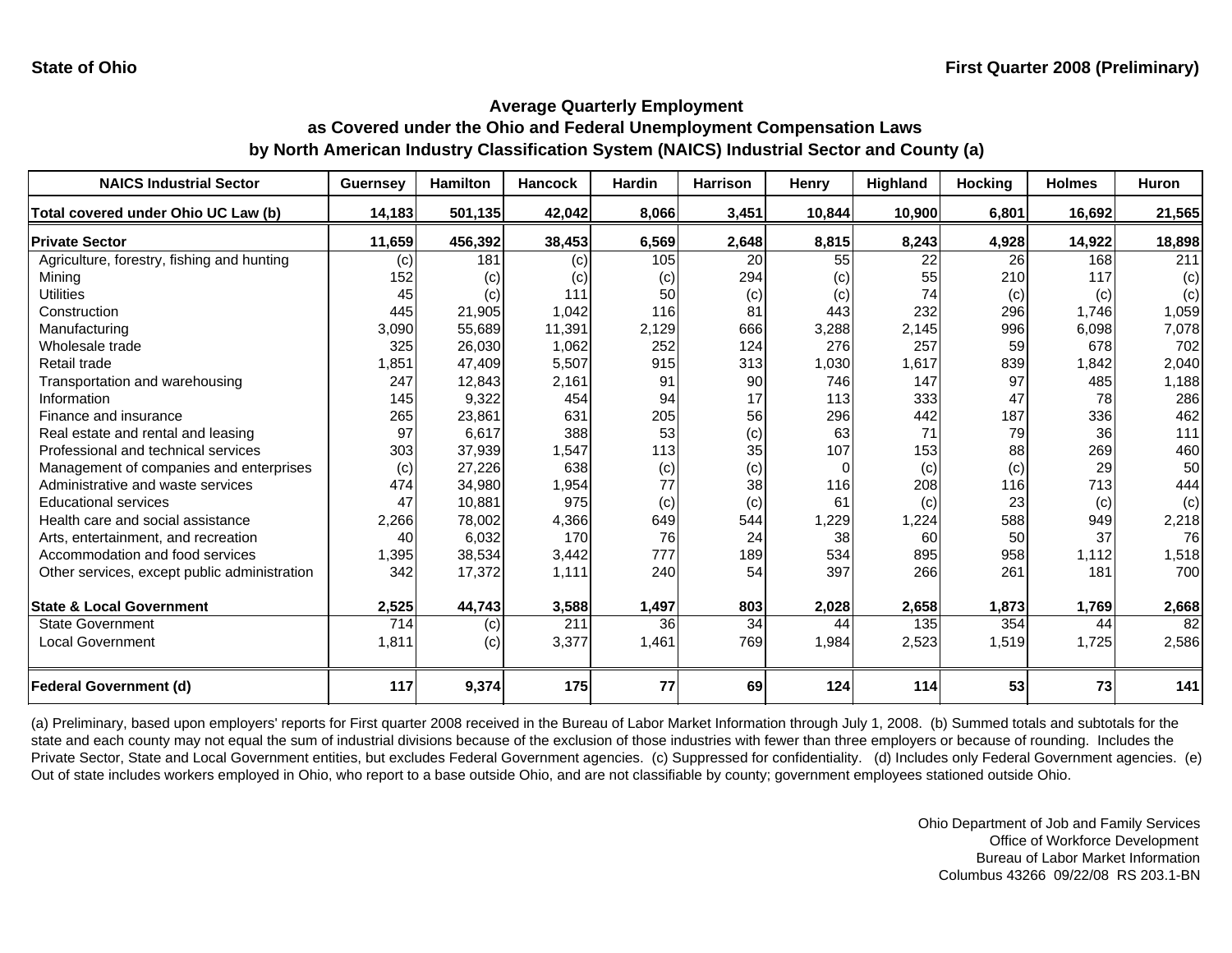**State of Ohio** **First Quarter 2008 (Preliminary)**

## Average Quarterly Employment as Covered under the Ohio and Federal Unemployment Compensation Laws by North American Industry Classification System (NAICS) Industrial Sector and County (a)

| NAICS Industrial Sector | Guernsey | Hamilton | Hancock | Hardin | Harrison | Henry | Highland | Hocking | Holmes | Huron |
|---|---|---|---|---|---|---|---|---|---|---|
| **Total covered under Ohio UC Law (b)** | **14,183** | **501,135** | **42,042** | **8,066** | **3,451** | **10,844** | **10,900** | **6,801** | **16,692** | **21,565** |
| **Private Sector** | **11,659** | **456,392** | **38,453** | **6,569** | **2,648** | **8,815** | **8,243** | **4,928** | **14,922** | **18,898** |
| Agriculture, forestry, fishing and hunting | (c) | 181 | (c) | 105 | 20 | 55 | 22 | 26 | 168 | 211 |
| Mining | 152 | (c) | (c) | (c) | 294 | (c) | 55 | 210 | 117 | (c) |
| Utilities | 45 | (c) | 111 | 50 | (c) | (c) | 74 | (c) | (c) | (c) |
| Construction | 445 | 21,905 | 1,042 | 116 | 81 | 443 | 232 | 296 | 1,746 | 1,059 |
| Manufacturing | 3,090 | 55,689 | 11,391 | 2,129 | 666 | 3,288 | 2,145 | 996 | 6,098 | 7,078 |
| Wholesale trade | 325 | 26,030 | 1,062 | 252 | 124 | 276 | 257 | 59 | 678 | 702 |
| Retail trade | 1,851 | 47,409 | 5,507 | 915 | 313 | 1,030 | 1,617 | 839 | 1,842 | 2,040 |
| Transportation and warehousing | 247 | 12,843 | 2,161 | 91 | 90 | 746 | 147 | 97 | 485 | 1,188 |
| Information | 145 | 9,322 | 454 | 94 | 17 | 113 | 333 | 47 | 78 | 286 |
| Finance and insurance | 265 | 23,861 | 631 | 205 | 56 | 296 | 442 | 187 | 336 | 462 |
| Real estate and rental and leasing | 97 | 6,617 | 388 | 53 | (c) | 63 | 71 | 79 | 36 | 111 |
| Professional and technical services | 303 | 37,939 | 1,547 | 113 | 35 | 107 | 153 | 88 | 269 | 460 |
| Management of companies and enterprises | (c) | 27,226 | 638 | (c) | (c) | 0 | (c) | (c) | 29 | 50 |
| Administrative and waste services | 474 | 34,980 | 1,954 | 77 | 38 | 116 | 208 | 116 | 713 | 444 |
| Educational services | 47 | 10,881 | 975 | (c) | (c) | 61 | (c) | 23 | (c) | (c) |
| Health care and social assistance | 2,266 | 78,002 | 4,366 | 649 | 544 | 1,229 | 1,224 | 588 | 949 | 2,218 |
| Arts, entertainment, and recreation | 40 | 6,032 | 170 | 76 | 24 | 38 | 60 | 50 | 37 | 76 |
| Accommodation and food services | 1,395 | 38,534 | 3,442 | 777 | 189 | 534 | 895 | 958 | 1,112 | 1,518 |
| Other services, except public administration | 342 | 17,372 | 1,111 | 240 | 54 | 397 | 266 | 261 | 181 | 700 |
| **State & Local Government** | **2,525** | **44,743** | **3,588** | **1,497** | **803** | **2,028** | **2,658** | **1,873** | **1,769** | **2,668** |
| State Government | 714 | (c) | 211 | 36 | 34 | 44 | 135 | 354 | 44 | 82 |
| Local Government | 1,811 | (c) | 3,377 | 1,461 | 769 | 1,984 | 2,523 | 1,519 | 1,725 | 2,586 |
| **Federal Government (d)** | **117** | **9,374** | **175** | **77** | **69** | **124** | **114** | **53** | **73** | **141** |

(a) Preliminary, based upon employers' reports for First quarter 2008 received in the Bureau of Labor Market Information through July 1, 2008. (b) Summed totals and subtotals for the state and each county may not equal the sum of industrial divisions because of the exclusion of those industries with fewer than three employers or because of rounding. Includes the Private Sector, State and Local Government entities, but excludes Federal Government agencies. (c) Suppressed for confidentiality. (d) Includes only Federal Government agencies. (e) Out of state includes workers employed in Ohio, who report to a base outside Ohio, and are not classifiable by county; government employees stationed outside Ohio.

Ohio Department of Job and Family Services
Office of Workforce Development
Bureau of Labor Market Information
Columbus 43266 09/22/08 RS 203.1-BN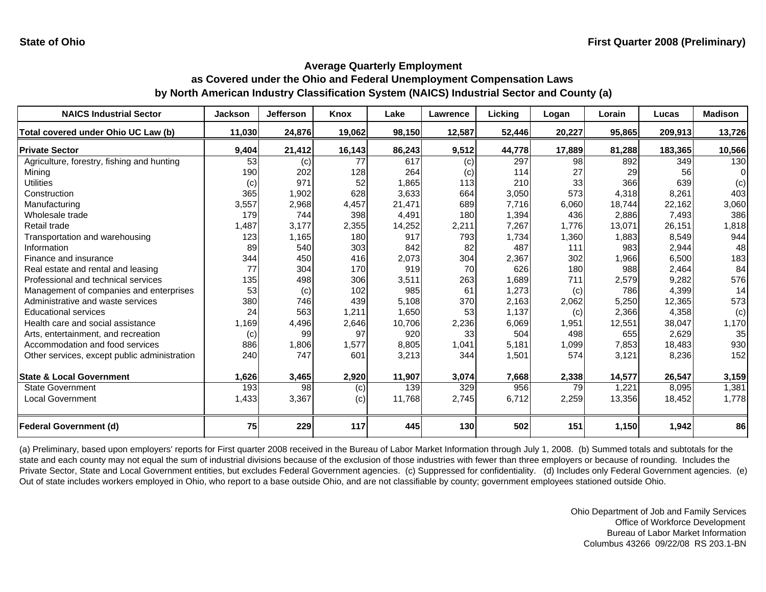State of Ohio

First Quarter 2008 (Preliminary)

## Average Quarterly Employment as Covered under the Ohio and Federal Unemployment Compensation Laws by North American Industry Classification System (NAICS) Industrial Sector and County (a)

| NAICS Industrial Sector | Jackson | Jefferson | Knox | Lake | Lawrence | Licking | Logan | Lorain | Lucas | Madison |
|---|---|---|---|---|---|---|---|---|---|---|
| **Total covered under Ohio UC Law (b)** | **11,030** | **24,876** | **19,062** | **98,150** | **12,587** | **52,446** | **20,227** | **95,865** | **209,913** | **13,726** |
| **Private Sector** | **9,404** | **21,412** | **16,143** | **86,243** | **9,512** | **44,778** | **17,889** | **81,288** | **183,365** | **10,566** |
| Agriculture, forestry, fishing and hunting | 53 | (c) | 77 | 617 | (c) | 297 | 98 | 892 | 349 | 130 |
| Mining | 190 | 202 | 128 | 264 | (c) | 114 | 27 | 29 | 56 | 0 |
| Utilities | (c) | 971 | 52 | 1,865 | 113 | 210 | 33 | 366 | 639 | (c) |
| Construction | 365 | 1,902 | 628 | 3,633 | 664 | 3,050 | 573 | 4,318 | 8,261 | 403 |
| Manufacturing | 3,557 | 2,968 | 4,457 | 21,471 | 689 | 7,716 | 6,060 | 18,744 | 22,162 | 3,060 |
| Wholesale trade | 179 | 744 | 398 | 4,491 | 180 | 1,394 | 436 | 2,886 | 7,493 | 386 |
| Retail trade | 1,487 | 3,177 | 2,355 | 14,252 | 2,211 | 7,267 | 1,776 | 13,071 | 26,151 | 1,818 |
| Transportation and warehousing | 123 | 1,165 | 180 | 917 | 793 | 1,734 | 1,360 | 1,883 | 8,549 | 944 |
| Information | 89 | 540 | 303 | 842 | 82 | 487 | 111 | 983 | 2,944 | 48 |
| Finance and insurance | 344 | 450 | 416 | 2,073 | 304 | 2,367 | 302 | 1,966 | 6,500 | 183 |
| Real estate and rental and leasing | 77 | 304 | 170 | 919 | 70 | 626 | 180 | 988 | 2,464 | 84 |
| Professional and technical services | 135 | 498 | 306 | 3,511 | 263 | 1,689 | 711 | 2,579 | 9,282 | 576 |
| Management of companies and enterprises | 53 | (c) | 102 | 985 | 61 | 1,273 | (c) | 786 | 4,399 | 14 |
| Administrative and waste services | 380 | 746 | 439 | 5,108 | 370 | 2,163 | 2,062 | 5,250 | 12,365 | 573 |
| Educational services | 24 | 563 | 1,211 | 1,650 | 53 | 1,137 | (c) | 2,366 | 4,358 | (c) |
| Health care and social assistance | 1,169 | 4,496 | 2,646 | 10,706 | 2,236 | 6,069 | 1,951 | 12,551 | 38,047 | 1,170 |
| Arts, entertainment, and recreation | (c) | 99 | 97 | 920 | 33 | 504 | 498 | 655 | 2,629 | 35 |
| Accommodation and food services | 886 | 1,806 | 1,577 | 8,805 | 1,041 | 5,181 | 1,099 | 7,853 | 18,483 | 930 |
| Other services, except public administration | 240 | 747 | 601 | 3,213 | 344 | 1,501 | 574 | 3,121 | 8,236 | 152 |
| **State & Local Government** | **1,626** | **3,465** | **2,920** | **11,907** | **3,074** | **7,668** | **2,338** | **14,577** | **26,547** | **3,159** |
| State Government | 193 | 98 | (c) | 139 | 329 | 956 | 79 | 1,221 | 8,095 | 1,381 |
| Local Government | 1,433 | 3,367 | (c) | 11,768 | 2,745 | 6,712 | 2,259 | 13,356 | 18,452 | 1,778 |
| **Federal Government (d)** | **75** | **229** | **117** | **445** | **130** | **502** | **151** | **1,150** | **1,942** | **86** |

(a) Preliminary, based upon employers' reports for First quarter 2008 received in the Bureau of Labor Market Information through July 1, 2008. (b) Summed totals and subtotals for the state and each county may not equal the sum of industrial divisions because of the exclusion of those industries with fewer than three employers or because of rounding. Includes the Private Sector, State and Local Government entities, but excludes Federal Government agencies. (c) Suppressed for confidentiality. (d) Includes only Federal Government agencies. (e) Out of state includes workers employed in Ohio, who report to a base outside Ohio, and are not classifiable by county; government employees stationed outside Ohio.

Ohio Department of Job and Family Services
Office of Workforce Development
Bureau of Labor Market Information
Columbus 43266 09/22/08 RS 203.1-BN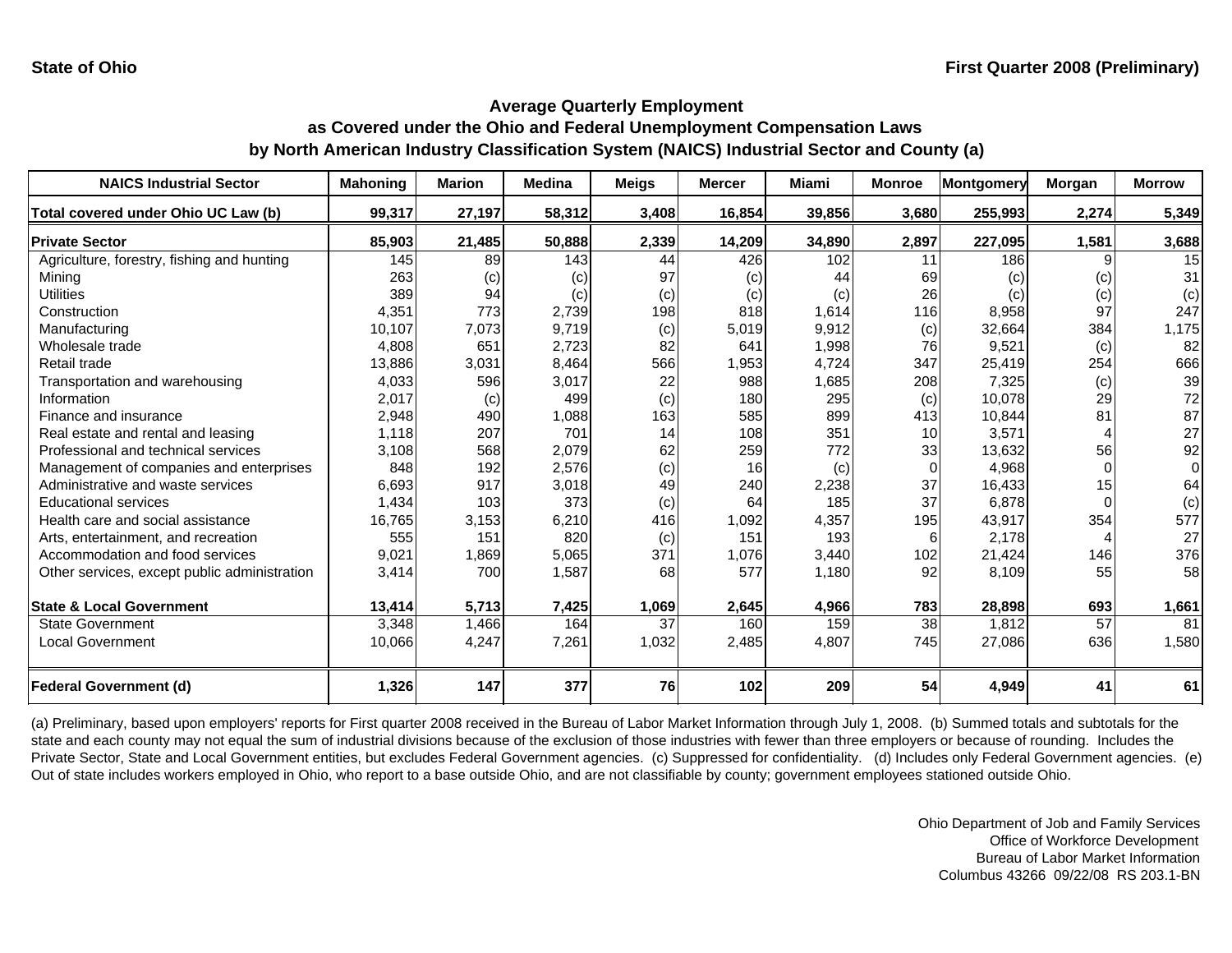State of Ohio

First Quarter 2008 (Preliminary)

## Average Quarterly Employment
## as Covered under the Ohio and Federal Unemployment Compensation Laws
## by North American Industry Classification System (NAICS) Industrial Sector and County (a)

| NAICS Industrial Sector | Mahoning | Marion | Medina | Meigs | Mercer | Miami | Monroe | Montgomery | Morgan | Morrow |
|---|---|---|---|---|---|---|---|---|---|---|
| **Total covered under Ohio UC Law (b)** | **99,317** | **27,197** | **58,312** | **3,408** | **16,854** | **39,856** | **3,680** | **255,993** | **2,274** | **5,349** |
| **Private Sector** | **85,903** | **21,485** | **50,888** | **2,339** | **14,209** | **34,890** | **2,897** | **227,095** | **1,581** | **3,688** |
| Agriculture, forestry, fishing and hunting | 145 | 89 | 143 | 44 | 426 | 102 | 11 | 186 | 9 | 15 |
| Mining | 263 | (c) | (c) | 97 | (c) | 44 | 69 | (c) | (c) | 31 |
| Utilities | 389 | 94 | (c) | (c) | (c) | (c) | 26 | (c) | (c) | (c) |
| Construction | 4,351 | 773 | 2,739 | 198 | 818 | 1,614 | 116 | 8,958 | 97 | 247 |
| Manufacturing | 10,107 | 7,073 | 9,719 | (c) | 5,019 | 9,912 | (c) | 32,664 | 384 | 1,175 |
| Wholesale trade | 4,808 | 651 | 2,723 | 82 | 641 | 1,998 | 76 | 9,521 | (c) | 82 |
| Retail trade | 13,886 | 3,031 | 8,464 | 566 | 1,953 | 4,724 | 347 | 25,419 | 254 | 666 |
| Transportation and warehousing | 4,033 | 596 | 3,017 | 22 | 988 | 1,685 | 208 | 7,325 | (c) | 39 |
| Information | 2,017 | (c) | 499 | (c) | 180 | 295 | (c) | 10,078 | 29 | 72 |
| Finance and insurance | 2,948 | 490 | 1,088 | 163 | 585 | 899 | 413 | 10,844 | 81 | 87 |
| Real estate and rental and leasing | 1,118 | 207 | 701 | 14 | 108 | 351 | 10 | 3,571 | 4 | 27 |
| Professional and technical services | 3,108 | 568 | 2,079 | 62 | 259 | 772 | 33 | 13,632 | 56 | 92 |
| Management of companies and enterprises | 848 | 192 | 2,576 | (c) | 16 | (c) | 0 | 4,968 | 0 | 0 |
| Administrative and waste services | 6,693 | 917 | 3,018 | 49 | 240 | 2,238 | 37 | 16,433 | 15 | 64 |
| Educational services | 1,434 | 103 | 373 | (c) | 64 | 185 | 37 | 6,878 | 0 | (c) |
| Health care and social assistance | 16,765 | 3,153 | 6,210 | 416 | 1,092 | 4,357 | 195 | 43,917 | 354 | 577 |
| Arts, entertainment, and recreation | 555 | 151 | 820 | (c) | 151 | 193 | 6 | 2,178 | 4 | 27 |
| Accommodation and food services | 9,021 | 1,869 | 5,065 | 371 | 1,076 | 3,440 | 102 | 21,424 | 146 | 376 |
| Other services, except public administration | 3,414 | 700 | 1,587 | 68 | 577 | 1,180 | 92 | 8,109 | 55 | 58 |
| **State & Local Government** | **13,414** | **5,713** | **7,425** | **1,069** | **2,645** | **4,966** | **783** | **28,898** | **693** | **1,661** |
| State Government | 3,348 | 1,466 | 164 | 37 | 160 | 159 | 38 | 1,812 | 57 | 81 |
| Local Government | 10,066 | 4,247 | 7,261 | 1,032 | 2,485 | 4,807 | 745 | 27,086 | 636 | 1,580 |
| **Federal Government (d)** | **1,326** | **147** | **377** | **76** | **102** | **209** | **54** | **4,949** | **41** | **61** |

(a) Preliminary, based upon employers' reports for First quarter 2008 received in the Bureau of Labor Market Information through July 1, 2008. (b) Summed totals and subtotals for the state and each county may not equal the sum of industrial divisions because of the exclusion of those industries with fewer than three employers or because of rounding. Includes the Private Sector, State and Local Government entities, but excludes Federal Government agencies. (c) Suppressed for confidentiality. (d) Includes only Federal Government agencies. (e) Out of state includes workers employed in Ohio, who report to a base outside Ohio, and are not classifiable by county; government employees stationed outside Ohio.

Ohio Department of Job and Family Services
Office of Workforce Development
Bureau of Labor Market Information
Columbus 43266 09/22/08 RS 203.1-BN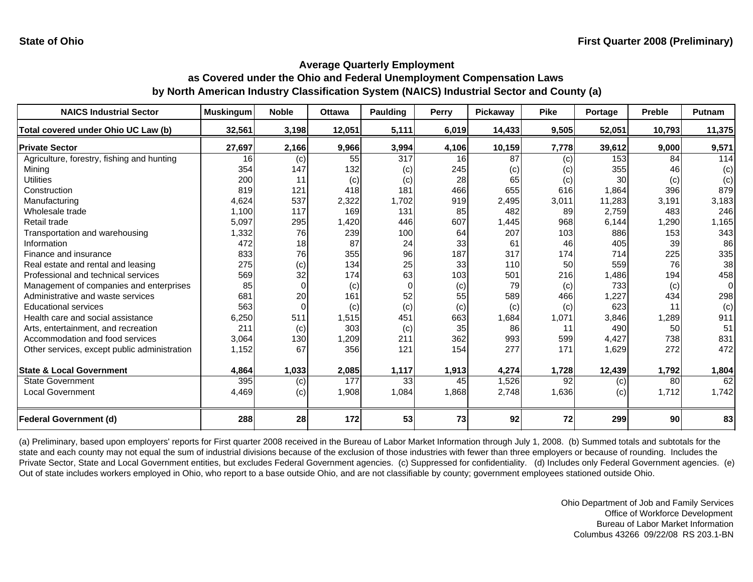State of Ohio

First Quarter 2008 (Preliminary)

## Average Quarterly Employment as Covered under the Ohio and Federal Unemployment Compensation Laws by North American Industry Classification System (NAICS) Industrial Sector and County (a)

| NAICS Industrial Sector | Muskingum | Noble | Ottawa | Paulding | Perry | Pickaway | Pike | Portage | Preble | Putnam |
|---|---|---|---|---|---|---|---|---|---|---|
| **Total covered under Ohio UC Law (b)** | **32,561** | **3,198** | **12,051** | **5,111** | **6,019** | **14,433** | **9,505** | **52,051** | **10,793** | **11,375** |
| **Private Sector** | **27,697** | **2,166** | **9,966** | **3,994** | **4,106** | **10,159** | **7,778** | **39,612** | **9,000** | **9,571** |
| Agriculture, forestry, fishing and hunting | 16 | (c) | 55 | 317 | 16 | 87 | (c) | 153 | 84 | 114 |
| Mining | 354 | 147 | 132 | (c) | 245 | (c) | (c) | 355 | 46 | (c) |
| Utilities | 200 | 11 | (c) | (c) | 28 | 65 | (c) | 30 | (c) | (c) |
| Construction | 819 | 121 | 418 | 181 | 466 | 655 | 616 | 1,864 | 396 | 879 |
| Manufacturing | 4,624 | 537 | 2,322 | 1,702 | 919 | 2,495 | 3,011 | 11,283 | 3,191 | 3,183 |
| Wholesale trade | 1,100 | 117 | 169 | 131 | 85 | 482 | 89 | 2,759 | 483 | 246 |
| Retail trade | 5,097 | 295 | 1,420 | 446 | 607 | 1,445 | 968 | 6,144 | 1,290 | 1,165 |
| Transportation and warehousing | 1,332 | 76 | 239 | 100 | 64 | 207 | 103 | 886 | 153 | 343 |
| Information | 472 | 18 | 87 | 24 | 33 | 61 | 46 | 405 | 39 | 86 |
| Finance and insurance | 833 | 76 | 355 | 96 | 187 | 317 | 174 | 714 | 225 | 335 |
| Real estate and rental and leasing | 275 | (c) | 134 | 25 | 33 | 110 | 50 | 559 | 76 | 38 |
| Professional and technical services | 569 | 32 | 174 | 63 | 103 | 501 | 216 | 1,486 | 194 | 458 |
| Management of companies and enterprises | 85 | 0 | (c) | 0 | (c) | 79 | (c) | 733 | (c) | 0 |
| Administrative and waste services | 681 | 20 | 161 | 52 | 55 | 589 | 466 | 1,227 | 434 | 298 |
| Educational services | 563 | 0 | (c) | (c) | (c) | (c) | (c) | 623 | 11 | (c) |
| Health care and social assistance | 6,250 | 511 | 1,515 | 451 | 663 | 1,684 | 1,071 | 3,846 | 1,289 | 911 |
| Arts, entertainment, and recreation | 211 | (c) | 303 | (c) | 35 | 86 | 11 | 490 | 50 | 51 |
| Accommodation and food services | 3,064 | 130 | 1,209 | 211 | 362 | 993 | 599 | 4,427 | 738 | 831 |
| Other services, except public administration | 1,152 | 67 | 356 | 121 | 154 | 277 | 171 | 1,629 | 272 | 472 |
| **State & Local Government** | **4,864** | **1,033** | **2,085** | **1,117** | **1,913** | **4,274** | **1,728** | **12,439** | **1,792** | **1,804** |
| State Government | 395 | (c) | 177 | 33 | 45 | 1,526 | 92 | (c) | 80 | 62 |
| Local Government | 4,469 | (c) | 1,908 | 1,084 | 1,868 | 2,748 | 1,636 | (c) | 1,712 | 1,742 |
| **Federal Government (d)** | **288** | **28** | **172** | **53** | **73** | **92** | **72** | **299** | **90** | **83** |

(a) Preliminary, based upon employers' reports for First quarter 2008 received in the Bureau of Labor Market Information through July 1, 2008. (b) Summed totals and subtotals for the state and each county may not equal the sum of industrial divisions because of the exclusion of those industries with fewer than three employers or because of rounding. Includes the Private Sector, State and Local Government entities, but excludes Federal Government agencies. (c) Suppressed for confidentiality. (d) Includes only Federal Government agencies. (e) Out of state includes workers employed in Ohio, who report to a base outside Ohio, and are not classifiable by county; government employees stationed outside Ohio.

Ohio Department of Job and Family Services
Office of Workforce Development
Bureau of Labor Market Information
Columbus 43266 09/22/08 RS 203.1-BN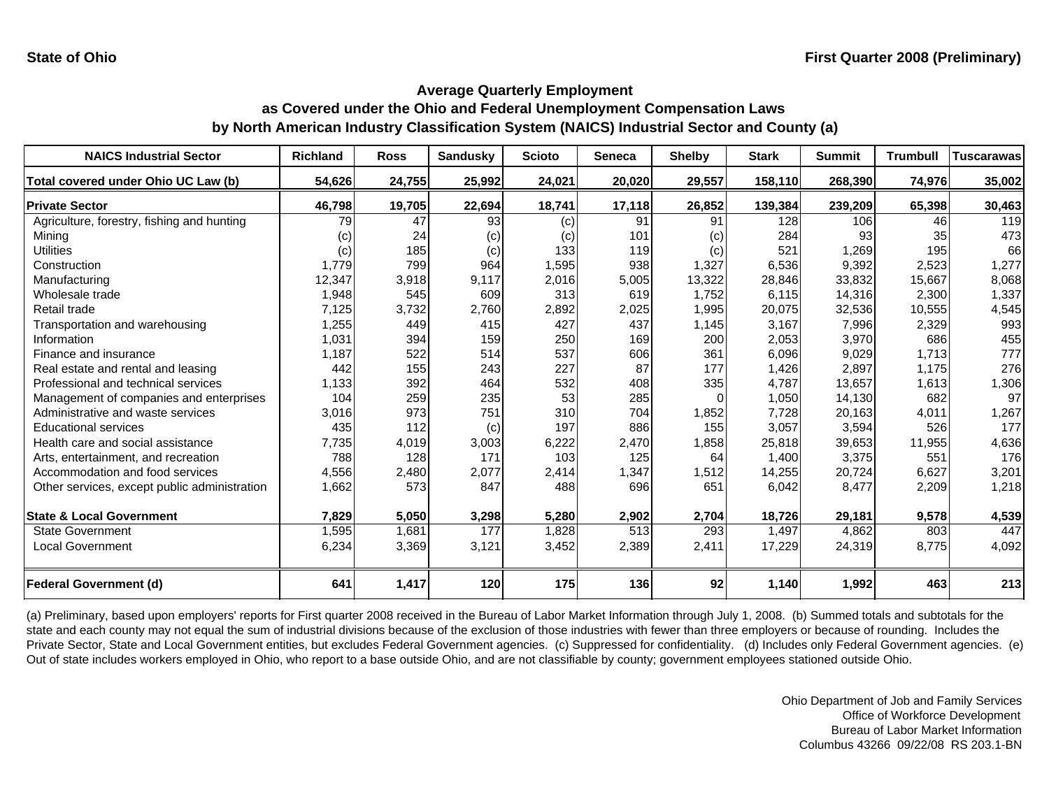**State of Ohio** **First Quarter 2008 (Preliminary)**

### Average Quarterly Employment
### as Covered under the Ohio and Federal Unemployment Compensation Laws
### by North American Industry Classification System (NAICS) Industrial Sector and County (a)

| NAICS Industrial Sector | Richland | Ross | Sandusky | Scioto | Seneca | Shelby | Stark | Summit | Trumbull | Tuscarawas |
|---|---|---|---|---|---|---|---|---|---|---|
| **Total covered under Ohio UC Law (b)** | **54,626** | **24,755** | **25,992** | **24,021** | **20,020** | **29,557** | **158,110** | **268,390** | **74,976** | **35,002** |
| **Private Sector** | **46,798** | **19,705** | **22,694** | **18,741** | **17,118** | **26,852** | **139,384** | **239,209** | **65,398** | **30,463** |
| Agriculture, forestry, fishing and hunting | 79 | 47 | 93 | (c) | 91 | 91 | 128 | 106 | 46 | 119 |
| Mining | (c) | 24 | (c) | (c) | 101 | (c) | 284 | 93 | 35 | 473 |
| Utilities | (c) | 185 | (c) | 133 | 119 | (c) | 521 | 1,269 | 195 | 66 |
| Construction | 1,779 | 799 | 964 | 1,595 | 938 | 1,327 | 6,536 | 9,392 | 2,523 | 1,277 |
| Manufacturing | 12,347 | 3,918 | 9,117 | 2,016 | 5,005 | 13,322 | 28,846 | 33,832 | 15,667 | 8,068 |
| Wholesale trade | 1,948 | 545 | 609 | 313 | 619 | 1,752 | 6,115 | 14,316 | 2,300 | 1,337 |
| Retail trade | 7,125 | 3,732 | 2,760 | 2,892 | 2,025 | 1,995 | 20,075 | 32,536 | 10,555 | 4,545 |
| Transportation and warehousing | 1,255 | 449 | 415 | 427 | 437 | 1,145 | 3,167 | 7,996 | 2,329 | 993 |
| Information | 1,031 | 394 | 159 | 250 | 169 | 200 | 2,053 | 3,970 | 686 | 455 |
| Finance and insurance | 1,187 | 522 | 514 | 537 | 606 | 361 | 6,096 | 9,029 | 1,713 | 777 |
| Real estate and rental and leasing | 442 | 155 | 243 | 227 | 87 | 177 | 1,426 | 2,897 | 1,175 | 276 |
| Professional and technical services | 1,133 | 392 | 464 | 532 | 408 | 335 | 4,787 | 13,657 | 1,613 | 1,306 |
| Management of companies and enterprises | 104 | 259 | 235 | 53 | 285 | 0 | 1,050 | 14,130 | 682 | 97 |
| Administrative and waste services | 3,016 | 973 | 751 | 310 | 704 | 1,852 | 7,728 | 20,163 | 4,011 | 1,267 |
| Educational services | 435 | 112 | (c) | 197 | 886 | 155 | 3,057 | 3,594 | 526 | 177 |
| Health care and social assistance | 7,735 | 4,019 | 3,003 | 6,222 | 2,470 | 1,858 | 25,818 | 39,653 | 11,955 | 4,636 |
| Arts, entertainment, and recreation | 788 | 128 | 171 | 103 | 125 | 64 | 1,400 | 3,375 | 551 | 176 |
| Accommodation and food services | 4,556 | 2,480 | 2,077 | 2,414 | 1,347 | 1,512 | 14,255 | 20,724 | 6,627 | 3,201 |
| Other services, except public administration | 1,662 | 573 | 847 | 488 | 696 | 651 | 6,042 | 8,477 | 2,209 | 1,218 |
| **State & Local Government** | **7,829** | **5,050** | **3,298** | **5,280** | **2,902** | **2,704** | **18,726** | **29,181** | **9,578** | **4,539** |
| State Government | 1,595 | 1,681 | 177 | 1,828 | 513 | 293 | 1,497 | 4,862 | 803 | 447 |
| Local Government | 6,234 | 3,369 | 3,121 | 3,452 | 2,389 | 2,411 | 17,229 | 24,319 | 8,775 | 4,092 |
| **Federal Government (d)** | **641** | **1,417** | **120** | **175** | **136** | **92** | **1,140** | **1,992** | **463** | **213** |

(a) Preliminary, based upon employers' reports for First quarter 2008 received in the Bureau of Labor Market Information through July 1, 2008. (b) Summed totals and subtotals for the state and each county may not equal the sum of industrial divisions because of the exclusion of those industries with fewer than three employers or because of rounding. Includes the Private Sector, State and Local Government entities, but excludes Federal Government agencies. (c) Suppressed for confidentiality. (d) Includes only Federal Government agencies. (e) Out of state includes workers employed in Ohio, who report to a base outside Ohio, and are not classifiable by county; government employees stationed outside Ohio.

Ohio Department of Job and Family Services
Office of Workforce Development
Bureau of Labor Market Information
Columbus 43266 09/22/08 RS 203.1-BN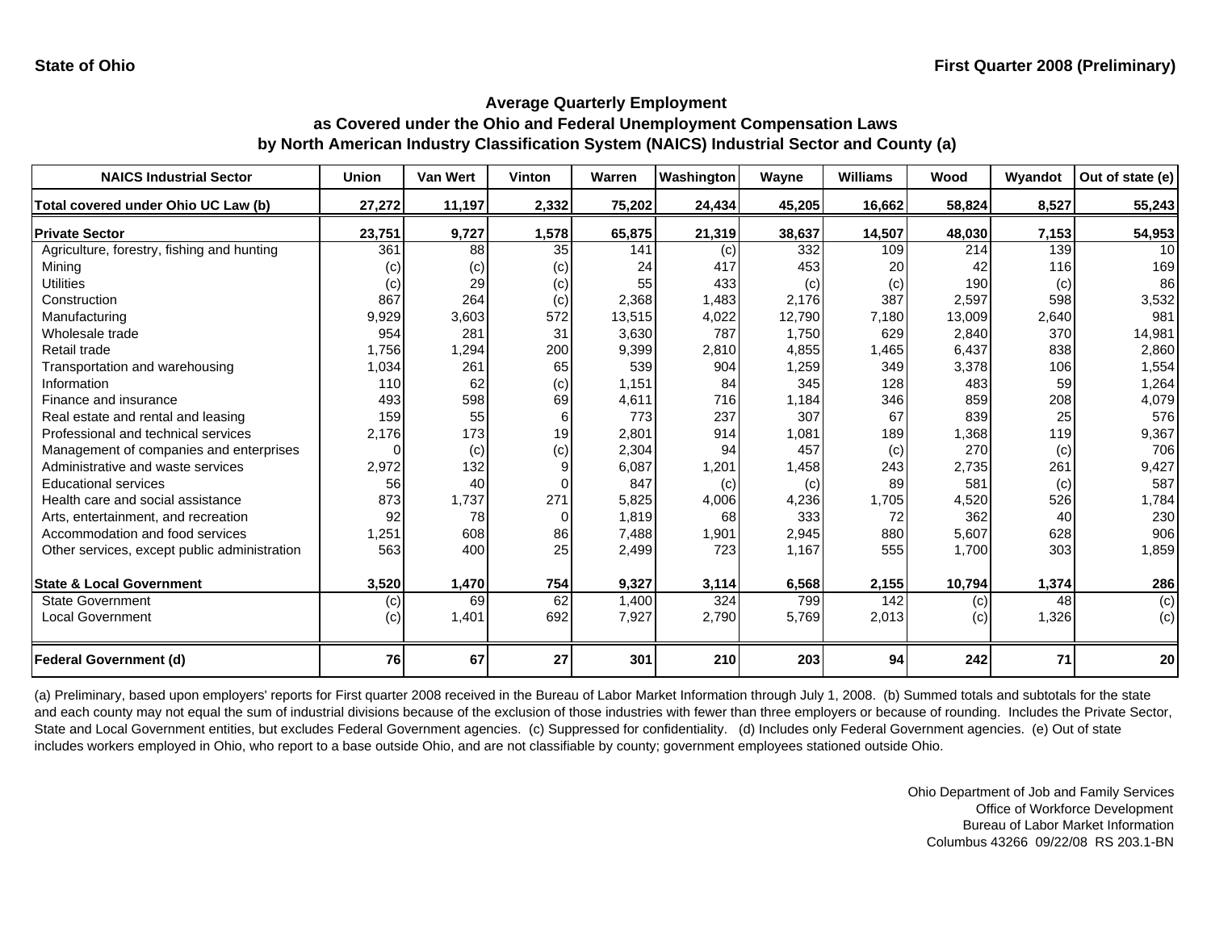**State of Ohio** **First Quarter 2008 (Preliminary)**

### Average Quarterly Employment
### as Covered under the Ohio and Federal Unemployment Compensation Laws
### by North American Industry Classification System (NAICS) Industrial Sector and County (a)

| NAICS Industrial Sector | Union | Van Wert | Vinton | Warren | Washington | Wayne | Williams | Wood | Wyandot | Out of state (e) |
|---|---|---|---|---|---|---|---|---|---|---|
| **Total covered under Ohio UC Law (b)** | **27,272** | **11,197** | **2,332** | **75,202** | **24,434** | **45,205** | **16,662** | **58,824** | **8,527** | **55,243** |
| **Private Sector** | **23,751** | **9,727** | **1,578** | **65,875** | **21,319** | **38,637** | **14,507** | **48,030** | **7,153** | **54,953** |
| Agriculture, forestry, fishing and hunting | 361 | 88 | 35 | 141 | (c) | 332 | 109 | 214 | 139 | 10 |
| Mining | (c) | (c) | (c) | 24 | 417 | 453 | 20 | 42 | 116 | 169 |
| Utilities | (c) | 29 | (c) | 55 | 433 | (c) | (c) | 190 | (c) | 86 |
| Construction | 867 | 264 | (c) | 2,368 | 1,483 | 2,176 | 387 | 2,597 | 598 | 3,532 |
| Manufacturing | 9,929 | 3,603 | 572 | 13,515 | 4,022 | 12,790 | 7,180 | 13,009 | 2,640 | 981 |
| Wholesale trade | 954 | 281 | 31 | 3,630 | 787 | 1,750 | 629 | 2,840 | 370 | 14,981 |
| Retail trade | 1,756 | 1,294 | 200 | 9,399 | 2,810 | 4,855 | 1,465 | 6,437 | 838 | 2,860 |
| Transportation and warehousing | 1,034 | 261 | 65 | 539 | 904 | 1,259 | 349 | 3,378 | 106 | 1,554 |
| Information | 110 | 62 | (c) | 1,151 | 84 | 345 | 128 | 483 | 59 | 1,264 |
| Finance and insurance | 493 | 598 | 69 | 4,611 | 716 | 1,184 | 346 | 859 | 208 | 4,079 |
| Real estate and rental and leasing | 159 | 55 | 6 | 773 | 237 | 307 | 67 | 839 | 25 | 576 |
| Professional and technical services | 2,176 | 173 | 19 | 2,801 | 914 | 1,081 | 189 | 1,368 | 119 | 9,367 |
| Management of companies and enterprises | 0 | (c) | (c) | 2,304 | 94 | 457 | (c) | 270 | (c) | 706 |
| Administrative and waste services | 2,972 | 132 | 9 | 6,087 | 1,201 | 1,458 | 243 | 2,735 | 261 | 9,427 |
| Educational services | 56 | 40 | 0 | 847 | (c) | (c) | 89 | 581 | (c) | 587 |
| Health care and social assistance | 873 | 1,737 | 271 | 5,825 | 4,006 | 4,236 | 1,705 | 4,520 | 526 | 1,784 |
| Arts, entertainment, and recreation | 92 | 78 | 0 | 1,819 | 68 | 333 | 72 | 362 | 40 | 230 |
| Accommodation and food services | 1,251 | 608 | 86 | 7,488 | 1,901 | 2,945 | 880 | 5,607 | 628 | 906 |
| Other services, except public administration | 563 | 400 | 25 | 2,499 | 723 | 1,167 | 555 | 1,700 | 303 | 1,859 |
| **State & Local Government** | **3,520** | **1,470** | **754** | **9,327** | **3,114** | **6,568** | **2,155** | **10,794** | **1,374** | **286** |
| State Government | (c) | 69 | 62 | 1,400 | 324 | 799 | 142 | (c) | 48 | (c) |
| Local Government | (c) | 1,401 | 692 | 7,927 | 2,790 | 5,769 | 2,013 | (c) | 1,326 | (c) |
| **Federal Government (d)** | **76** | **67** | **27** | **301** | **210** | **203** | **94** | **242** | **71** | **20** |

(a) Preliminary, based upon employers' reports for First quarter 2008 received in the Bureau of Labor Market Information through July 1, 2008. (b) Summed totals and subtotals for the state and each county may not equal the sum of industrial divisions because of the exclusion of those industries with fewer than three employers or because of rounding. Includes the Private Sector, State and Local Government entities, but excludes Federal Government agencies. (c) Suppressed for confidentiality. (d) Includes only Federal Government agencies. (e) Out of state includes workers employed in Ohio, who report to a base outside Ohio, and are not classifiable by county; government employees stationed outside Ohio.

Ohio Department of Job and Family Services
Office of Workforce Development
Bureau of Labor Market Information
Columbus 43266 09/22/08 RS 203.1-BN